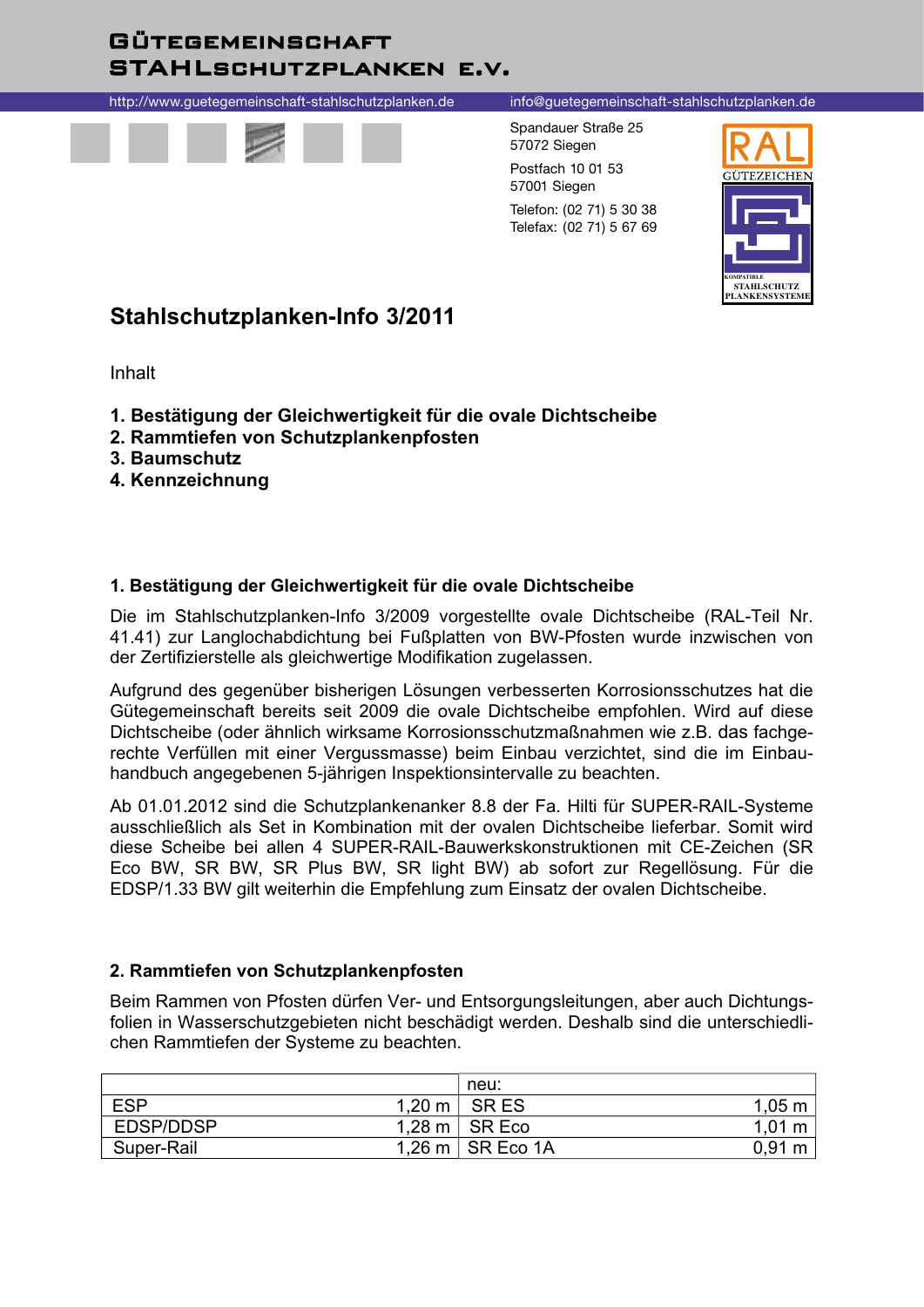# Gütegemeinschaft Stahlschutzplanken e.V.

http://www.guetegemeinschaft-stahlschutzplanken.de

info@guetegemeinschaft-stahlschutzplanken.de

Spandauer Straße 25
57072 Siegen

Postfach 10 01 53
57001 Siegen

Telefon: (02 71) 5 30 38
Telefax: (02 71) 5 67 69

RAL GÜTEZEICHEN
KOMPATIBLE STAHLSCHUTZ PLANKENSYSTEME

## Stahlschutzplanken-Info 3/2011

Inhalt

**1. Bestätigung der Gleichwertigkeit für die ovale Dichtscheibe**
**2. Rammtiefen von Schutzplankenpfosten**
**3. Baumschutz**
**4. Kennzeichnung**

### 1. Bestätigung der Gleichwertigkeit für die ovale Dichtscheibe

Die im Stahlschutzplanken-Info 3/2009 vorgestellte ovale Dichtscheibe (RAL-Teil Nr. 41.41) zur Langlochabdichtung bei Fußplatten von BW-Pfosten wurde inzwischen von der Zertifizierstelle als gleichwertige Modifikation zugelassen.

Aufgrund des gegenüber bisherigen Lösungen verbesserten Korrosionsschutzes hat die Gütegemeinschaft bereits seit 2009 die ovale Dichtscheibe empfohlen. Wird auf diese Dichtscheibe (oder ähnlich wirksame Korrosionsschutzmaßnahmen wie z.B. das fachgerechte Verfüllen mit einer Vergussmasse) beim Einbau verzichtet, sind die im Einbauhandbuch angegebenen 5-jährigen Inspektionsintervalle zu beachten.

Ab 01.01.2012 sind die Schutzplankenanker 8.8 der Fa. Hilti für SUPER-RAIL-Systeme ausschließlich als Set in Kombination mit der ovalen Dichtscheibe lieferbar. Somit wird diese Scheibe bei allen 4 SUPER-RAIL-Bauwerkskonstruktionen mit CE-Zeichen (SR Eco BW, SR BW, SR Plus BW, SR light BW) ab sofort zur Regellösung. Für die EDSP/1.33 BW gilt weiterhin die Empfehlung zum Einsatz der ovalen Dichtscheibe.

### 2. Rammtiefen von Schutzplankenpfosten

Beim Rammen von Pfosten dürfen Ver- und Entsorgungsleitungen, aber auch Dichtungsfolien in Wasserschutzgebieten nicht beschädigt werden. Deshalb sind die unterschiedlichen Rammtiefen der Systeme zu beachten.

| | | neu: | |
|---|---|---|---|
| ESP | 1,20 m | SR ES | 1,05 m |
| EDSP/DDSP | 1,28 m | SR Eco | 1,01 m |
| Super-Rail | 1,26 m | SR Eco 1A | 0,91 m |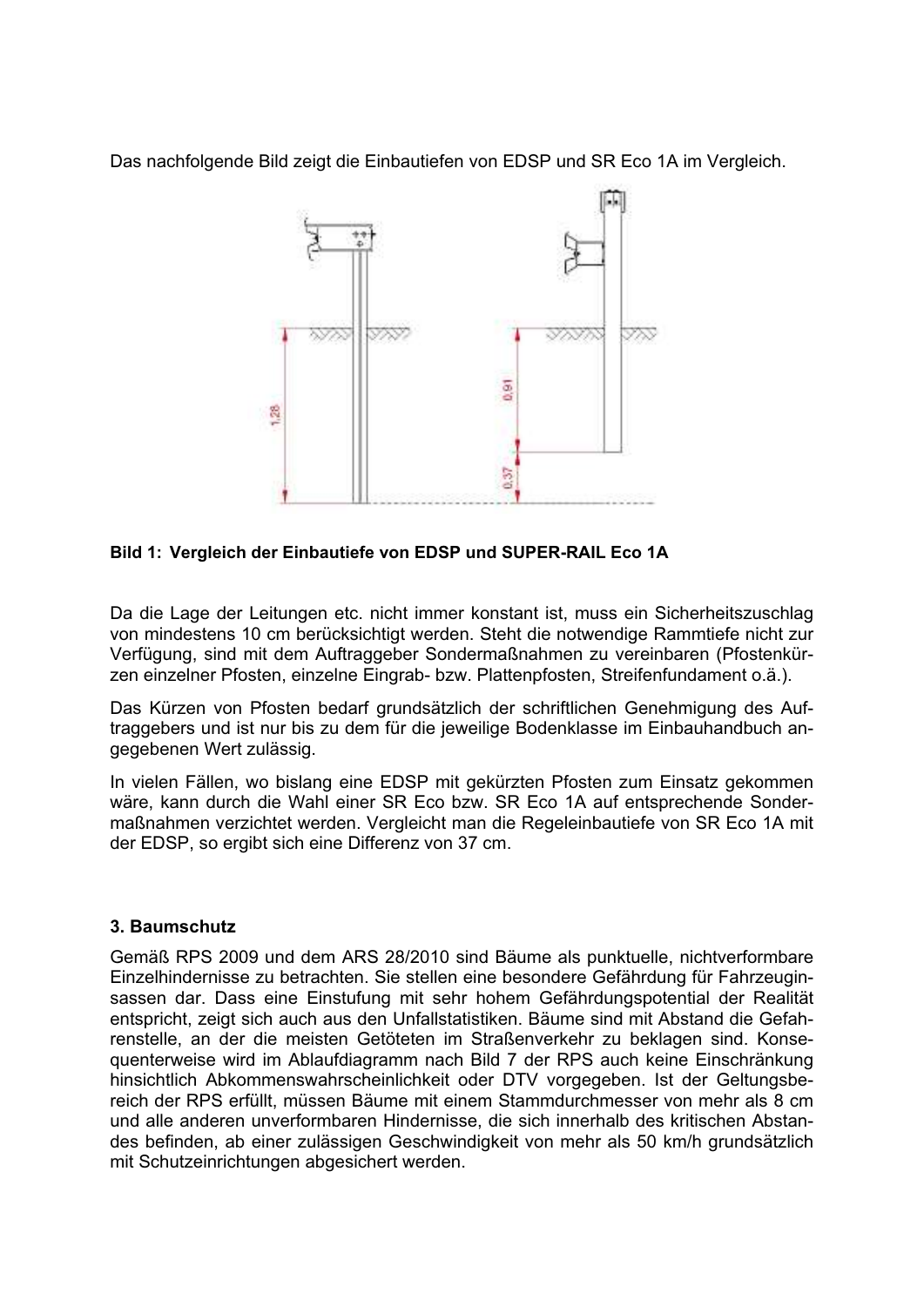Das nachfolgende Bild zeigt die Einbautiefen von EDSP und SR Eco 1A im Vergleich.

**Bild 1: Vergleich der Einbautiefe von EDSP und SUPER-RAIL Eco 1A**

Da die Lage der Leitungen etc. nicht immer konstant ist, muss ein Sicherheitszuschlag von mindestens 10 cm berücksichtigt werden. Steht die notwendige Rammtiefe nicht zur Verfügung, sind mit dem Auftraggeber Sondermaßnahmen zu vereinbaren (Pfostenkürzen einzelner Pfosten, einzelne Eingrab- bzw. Plattenpfosten, Streifenfundament o.ä.).

Das Kürzen von Pfosten bedarf grundsätzlich der schriftlichen Genehmigung des Auftraggebers und ist nur bis zu dem für die jeweilige Bodenklasse im Einbauhandbuch angegebenen Wert zulässig.

In vielen Fällen, wo bislang eine EDSP mit gekürzten Pfosten zum Einsatz gekommen wäre, kann durch die Wahl einer SR Eco bzw. SR Eco 1A auf entsprechende Sondermaßnahmen verzichtet werden. Vergleicht man die Regeleinbautiefe von SR Eco 1A mit der EDSP, so ergibt sich eine Differenz von 37 cm.

### 3. Baumschutz

Gemäß RPS 2009 und dem ARS 28/2010 sind Bäume als punktuelle, nichtverformbare Einzelhindernisse zu betrachten. Sie stellen eine besondere Gefährdung für Fahrzeuginsassen dar. Dass eine Einstufung mit sehr hohem Gefährdungspotential der Realität entspricht, zeigt sich auch aus den Unfallstatistiken. Bäume sind mit Abstand die Gefahrenstelle, an der die meisten Getöteten im Straßenverkehr zu beklagen sind. Konsequenterweise wird im Ablaufdiagramm nach Bild 7 der RPS auch keine Einschränkung hinsichtlich Abkommenswahrscheinlichkeit oder DTV vorgegeben. Ist der Geltungsbereich der RPS erfüllt, müssen Bäume mit einem Stammdurchmesser von mehr als 8 cm und alle anderen unverformbaren Hindernisse, die sich innerhalb des kritischen Abstandes befinden, ab einer zulässigen Geschwindigkeit von mehr als 50 km/h grundsätzlich mit Schutzeinrichtungen abgesichert werden.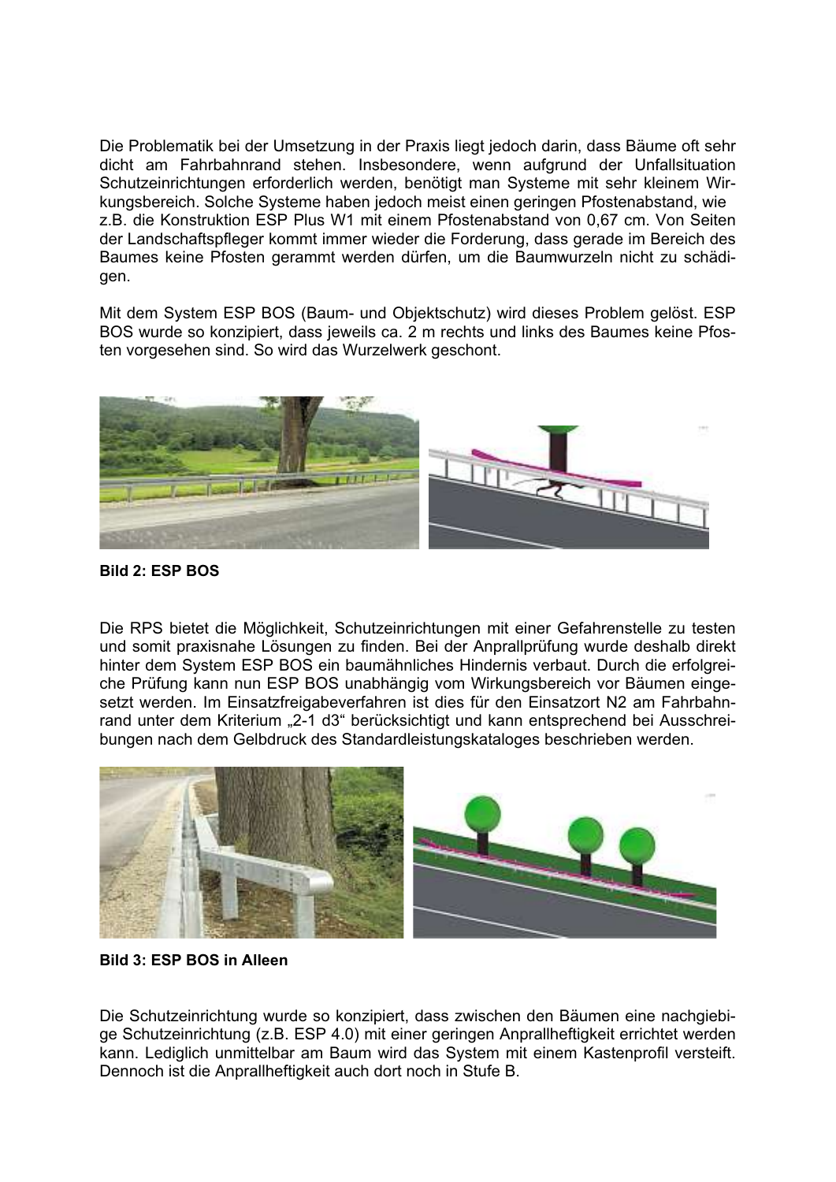Die Problematik bei der Umsetzung in der Praxis liegt jedoch darin, dass Bäume oft sehr dicht am Fahrbahnrand stehen. Insbesondere, wenn aufgrund der Unfallsituation Schutzeinrichtungen erforderlich werden, benötigt man Systeme mit sehr kleinem Wirkungsbereich. Solche Systeme haben jedoch meist einen geringen Pfostenabstand, wie z.B. die Konstruktion ESP Plus W1 mit einem Pfostenabstand von 0,67 cm. Von Seiten der Landschaftspfleger kommt immer wieder die Forderung, dass gerade im Bereich des Baumes keine Pfosten gerammt werden dürfen, um die Baumwurzeln nicht zu schädigen.

Mit dem System ESP BOS (Baum- und Objektschutz) wird dieses Problem gelöst. ESP BOS wurde so konzipiert, dass jeweils ca. 2 m rechts und links des Baumes keine Pfosten vorgesehen sind. So wird das Wurzelwerk geschont.

**Bild 2: ESP BOS**

Die RPS bietet die Möglichkeit, Schutzeinrichtungen mit einer Gefahrenstelle zu testen und somit praxisnahe Lösungen zu finden. Bei der Anprallprüfung wurde deshalb direkt hinter dem System ESP BOS ein baumähnliches Hindernis verbaut. Durch die erfolgreiche Prüfung kann nun ESP BOS unabhängig vom Wirkungsbereich vor Bäumen eingesetzt werden. Im Einsatzfreigabeverfahren ist dies für den Einsatzort N2 am Fahrbahnrand unter dem Kriterium „2-1 d3“ berücksichtigt und kann entsprechend bei Ausschreibungen nach dem Gelbdruck des Standardleistungskataloges beschrieben werden.

**Bild 3: ESP BOS in Alleen**

Die Schutzeinrichtung wurde so konzipiert, dass zwischen den Bäumen eine nachgiebige Schutzeinrichtung (z.B. ESP 4.0) mit einer geringen Anprallheftigkeit errichtet werden kann. Lediglich unmittelbar am Baum wird das System mit einem Kastenprofil versteift. Dennoch ist die Anprallheftigkeit auch dort noch in Stufe B.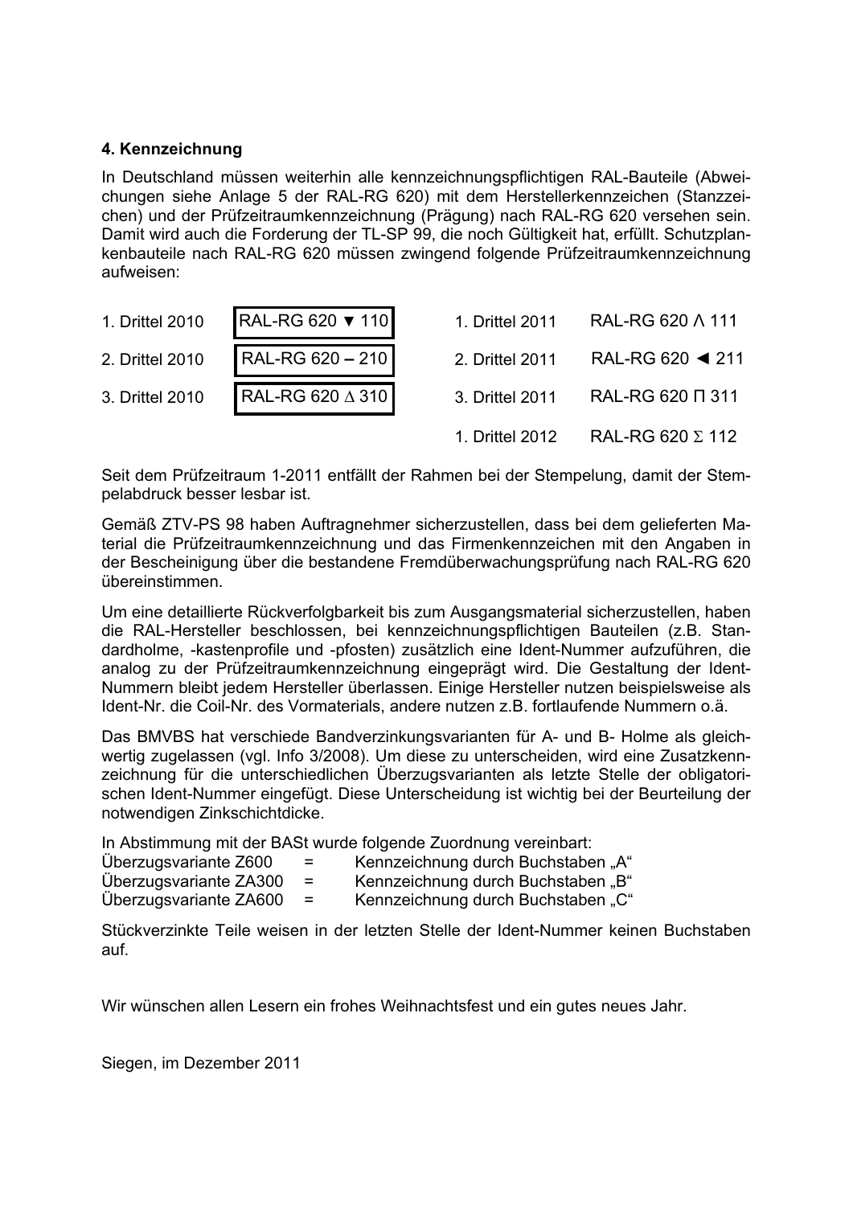### 4. Kennzeichnung

In Deutschland müssen weiterhin alle kennzeichnungspflichtigen RAL-Bauteile (Abweichungen siehe Anlage 5 der RAL-RG 620) mit dem Herstellerkennzeichen (Stanzzeichen) und der Prüfzeitraumkennzeichnung (Prägung) nach RAL-RG 620 versehen sein. Damit wird auch die Forderung der TL-SP 99, die noch Gültigkeit hat, erfüllt. Schutzplankenbauteile nach RAL-RG 620 müssen zwingend folgende Prüfzeitraumkennzeichnung aufweisen:

| | | | |
|---|---|---|---|
| 1. Drittel 2010 | RAL-RG 620 ▼ 110 | 1. Drittel 2011 | RAL-RG 620 Λ 111 |
| 2. Drittel 2010 | RAL-RG 620 – 210 | 2. Drittel 2011 | RAL-RG 620 ◄ 211 |
| 3. Drittel 2010 | RAL-RG 620 ∆ 310 | 3. Drittel 2011 | RAL-RG 620 Π 311 |
| | | 1. Drittel 2012 | RAL-RG 620 Σ 112 |

Seit dem Prüfzeitraum 1-2011 entfällt der Rahmen bei der Stempelung, damit der Stempelabdruck besser lesbar ist.

Gemäß ZTV-PS 98 haben Auftragnehmer sicherzustellen, dass bei dem gelieferten Material die Prüfzeitraumkennzeichnung und das Firmenkennzeichen mit den Angaben in der Bescheinigung über die bestandene Fremdüberwachungsprüfung nach RAL-RG 620 übereinstimmen.

Um eine detaillierte Rückverfolgbarkeit bis zum Ausgangsmaterial sicherzustellen, haben die RAL-Hersteller beschlossen, bei kennzeichnungspflichtigen Bauteilen (z.B. Standardholme, -kastenprofile und -pfosten) zusätzlich eine Ident-Nummer aufzuführen, die analog zu der Prüfzeitraumkennzeichnung eingeprägt wird. Die Gestaltung der Ident-Nummern bleibt jedem Hersteller überlassen. Einige Hersteller nutzen beispielsweise als Ident-Nr. die Coil-Nr. des Vormaterials, andere nutzen z.B. fortlaufende Nummern o.ä.

Das BMVBS hat verschiede Bandverzinkungsvarianten für A- und B- Holme als gleichwertig zugelassen (vgl. Info 3/2008). Um diese zu unterscheiden, wird eine Zusatzkennzeichnung für die unterschiedlichen Überzugsvarianten als letzte Stelle der obligatorischen Ident-Nummer eingefügt. Diese Unterscheidung ist wichtig bei der Beurteilung der notwendigen Zinkschichtdicke.

In Abstimmung mit der BASt wurde folgende Zuordnung vereinbart:

| | | |
|---|---|---|
| Überzugsvariante Z600 | = | Kennzeichnung durch Buchstaben „A“ |
| Überzugsvariante ZA300 | = | Kennzeichnung durch Buchstaben „B“ |
| Überzugsvariante ZA600 | = | Kennzeichnung durch Buchstaben „C“ |

Stückverzinkte Teile weisen in der letzten Stelle der Ident-Nummer keinen Buchstaben auf.

Wir wünschen allen Lesern ein frohes Weihnachtsfest und ein gutes neues Jahr.

Siegen, im Dezember 2011